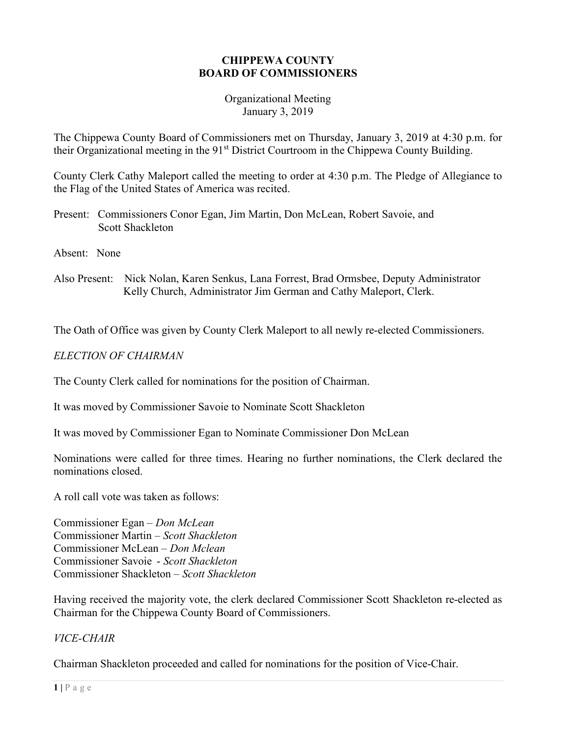# CHIPPEWA COUNTY
# BOARD OF COMMISSIONERS

Organizational Meeting
January 3, 2019

The Chippewa County Board of Commissioners met on Thursday, January 3, 2019 at 4:30 p.m. for their Organizational meeting in the 91st District Courtroom in the Chippewa County Building.

County Clerk Cathy Maleport called the meeting to order at 4:30 p.m. The Pledge of Allegiance to the Flag of the United States of America was recited.

Present: Commissioners Conor Egan, Jim Martin, Don McLean, Robert Savoie, and Scott Shackleton

Absent: None

Also Present: Nick Nolan, Karen Senkus, Lana Forrest, Brad Ormsbee, Deputy Administrator Kelly Church, Administrator Jim German and Cathy Maleport, Clerk.

The Oath of Office was given by County Clerk Maleport to all newly re-elected Commissioners.

*ELECTION OF CHAIRMAN*

The County Clerk called for nominations for the position of Chairman.

It was moved by Commissioner Savoie to Nominate Scott Shackleton

It was moved by Commissioner Egan to Nominate Commissioner Don McLean

Nominations were called for three times. Hearing no further nominations, the Clerk declared the nominations closed.

A roll call vote was taken as follows:

Commissioner Egan – *Don McLean*
Commissioner Martin – *Scott Shackleton*
Commissioner McLean – *Don Mclean*
Commissioner Savoie - *Scott Shackleton*
Commissioner Shackleton – *Scott Shackleton*

Having received the majority vote, the clerk declared Commissioner Scott Shackleton re-elected as Chairman for the Chippewa County Board of Commissioners.

*VICE-CHAIR*

Chairman Shackleton proceeded and called for nominations for the position of Vice-Chair.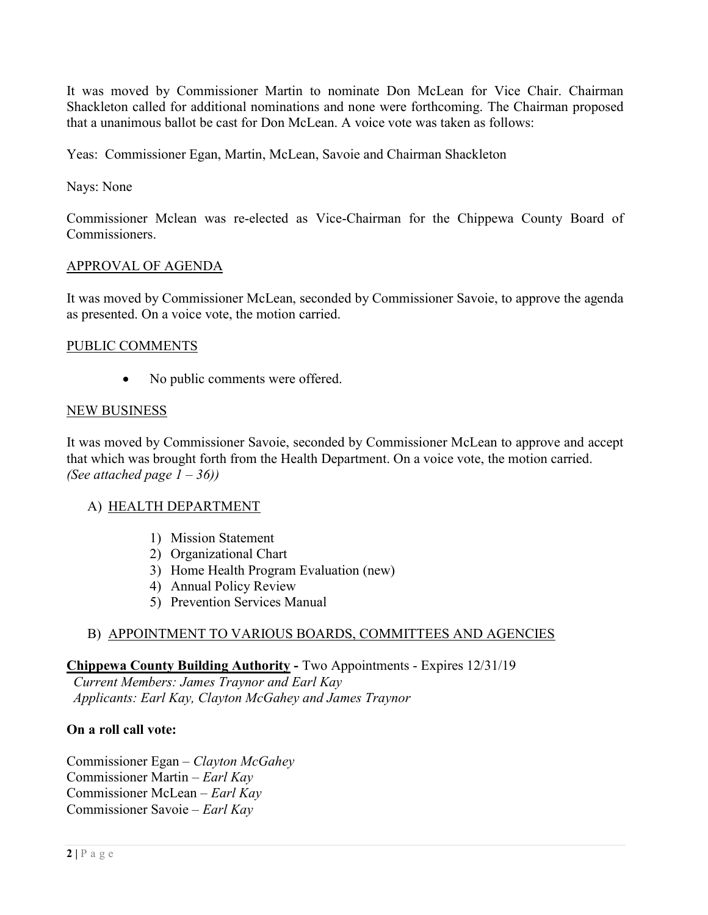It was moved by Commissioner Martin to nominate Don McLean for Vice Chair. Chairman Shackleton called for additional nominations and none were forthcoming. The Chairman proposed that a unanimous ballot be cast for Don McLean. A voice vote was taken as follows:

Yeas: Commissioner Egan, Martin, McLean, Savoie and Chairman Shackleton

Nays: None

Commissioner Mclean was re-elected as Vice-Chairman for the Chippewa County Board of Commissioners.

## APPROVAL OF AGENDA

It was moved by Commissioner McLean, seconded by Commissioner Savoie, to approve the agenda as presented. On a voice vote, the motion carried.

## PUBLIC COMMENTS

- No public comments were offered.

## NEW BUSINESS

It was moved by Commissioner Savoie, seconded by Commissioner McLean to approve and accept that which was brought forth from the Health Department. On a voice vote, the motion carried. *(See attached page 1 – 36))*

### A) HEALTH DEPARTMENT

1) Mission Statement
2) Organizational Chart
3) Home Health Program Evaluation (new)
4) Annual Policy Review
5) Prevention Services Manual

### B) APPOINTMENT TO VARIOUS BOARDS, COMMITTEES AND AGENCIES

**Chippewa County Building Authority -** Two Appointments - Expires 12/31/19
*Current Members: James Traynor and Earl Kay*
*Applicants: Earl Kay, Clayton McGahey and James Traynor*

**On a roll call vote:**

Commissioner Egan – *Clayton McGahey*
Commissioner Martin – *Earl Kay*
Commissioner McLean – *Earl Kay*
Commissioner Savoie – *Earl Kay*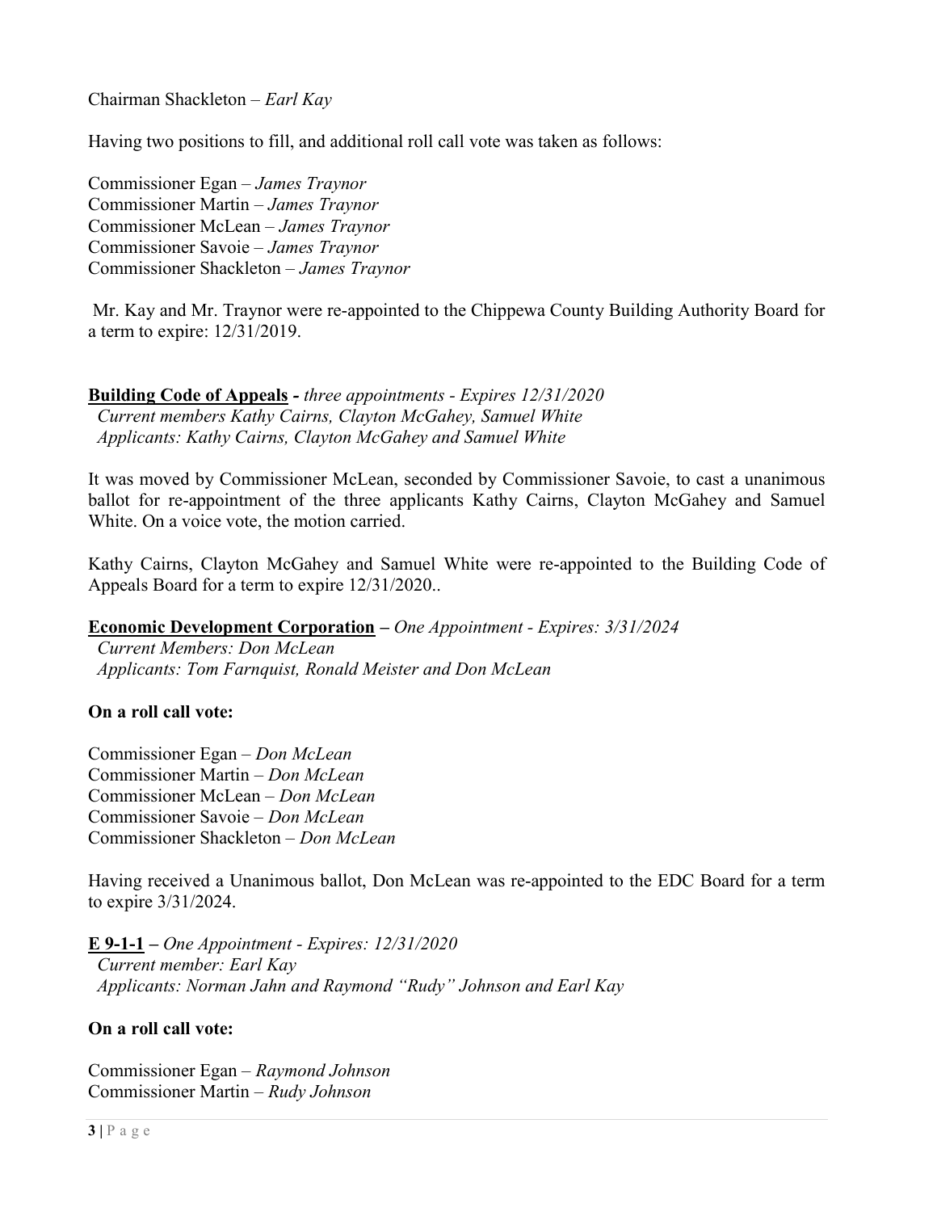Chairman Shackleton – *Earl Kay*

Having two positions to fill, and additional roll call vote was taken as follows:

Commissioner Egan – *James Traynor*
Commissioner Martin – *James Traynor*
Commissioner McLean – *James Traynor*
Commissioner Savoie – *James Traynor*
Commissioner Shackleton – *James Traynor*

Mr. Kay and Mr. Traynor were re-appointed to the Chippewa County Building Authority Board for a term to expire: 12/31/2019.

**Building Code of Appeals** - *three appointments - Expires 12/31/2020*
*Current members Kathy Cairns, Clayton McGahey, Samuel White*
*Applicants: Kathy Cairns, Clayton McGahey and Samuel White*

It was moved by Commissioner McLean, seconded by Commissioner Savoie, to cast a unanimous ballot for re-appointment of the three applicants Kathy Cairns, Clayton McGahey and Samuel White. On a voice vote, the motion carried.

Kathy Cairns, Clayton McGahey and Samuel White were re-appointed to the Building Code of Appeals Board for a term to expire 12/31/2020..

**Economic Development Corporation** – *One Appointment - Expires: 3/31/2024*
*Current Members: Don McLean*
*Applicants: Tom Farnquist, Ronald Meister and Don McLean*

**On a roll call vote:**

Commissioner Egan – *Don McLean*
Commissioner Martin – *Don McLean*
Commissioner McLean – *Don McLean*
Commissioner Savoie – *Don McLean*
Commissioner Shackleton – *Don McLean*

Having received a Unanimous ballot, Don McLean was re-appointed to the EDC Board for a term to expire 3/31/2024.

**E 9-1-1** – *One Appointment - Expires: 12/31/2020*
*Current member: Earl Kay*
*Applicants: Norman Jahn and Raymond "Rudy" Johnson and Earl Kay*

**On a roll call vote:**

Commissioner Egan – *Raymond Johnson*
Commissioner Martin – *Rudy Johnson*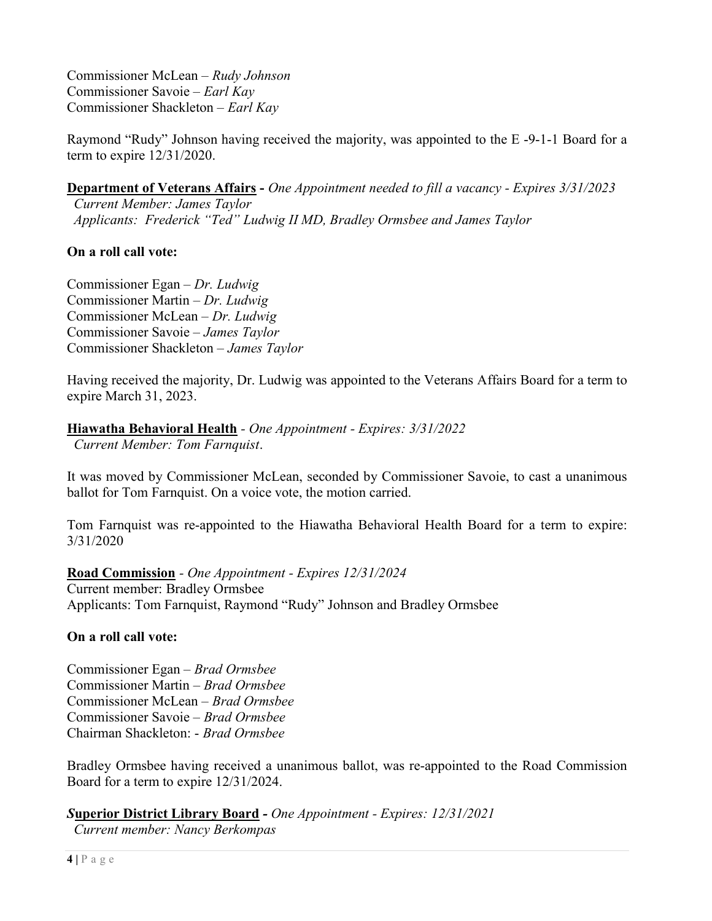Commissioner McLean – *Rudy Johnson*
Commissioner Savoie – *Earl Kay*
Commissioner Shackleton – *Earl Kay*

Raymond "Rudy" Johnson having received the majority, was appointed to the E -9-1-1 Board for a term to expire 12/31/2020.

**Department of Veterans Affairs -** *One Appointment needed to fill a vacancy - Expires 3/31/2023*
*Current Member: James Taylor*
*Applicants: Frederick "Ted" Ludwig II MD, Bradley Ormsbee and James Taylor*

**On a roll call vote:**

Commissioner Egan – *Dr. Ludwig*
Commissioner Martin – *Dr. Ludwig*
Commissioner McLean – *Dr. Ludwig*
Commissioner Savoie – *James Taylor*
Commissioner Shackleton – *James Taylor*

Having received the majority, Dr. Ludwig was appointed to the Veterans Affairs Board for a term to expire March 31, 2023.

**Hiawatha Behavioral Health** - *One Appointment - Expires: 3/31/2022*
*Current Member: Tom Farnquist*.

It was moved by Commissioner McLean, seconded by Commissioner Savoie, to cast a unanimous ballot for Tom Farnquist. On a voice vote, the motion carried.

Tom Farnquist was re-appointed to the Hiawatha Behavioral Health Board for a term to expire: 3/31/2020

**Road Commission** - *One Appointment - Expires 12/31/2024*
Current member: Bradley Ormsbee
Applicants: Tom Farnquist, Raymond "Rudy" Johnson and Bradley Ormsbee

**On a roll call vote:**

Commissioner Egan – *Brad Ormsbee*
Commissioner Martin – *Brad Ormsbee*
Commissioner McLean – *Brad Ormsbee*
Commissioner Savoie – *Brad Ormsbee*
Chairman Shackleton: - *Brad Ormsbee*

Bradley Ormsbee having received a unanimous ballot, was re-appointed to the Road Commission Board for a term to expire 12/31/2024.

***S*uperior District Library Board -** *One Appointment - Expires: 12/31/2021*
*Current member: Nancy Berkompas*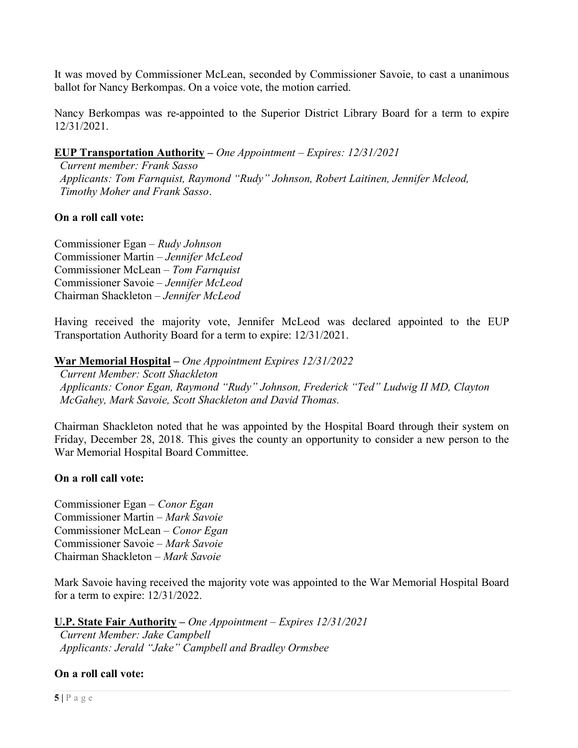It was moved by Commissioner McLean, seconded by Commissioner Savoie, to cast a unanimous ballot for Nancy Berkompas. On a voice vote, the motion carried.

Nancy Berkompas was re-appointed to the Superior District Library Board for a term to expire 12/31/2021.

**<u>EUP Transportation Authority</u> –** *One Appointment – Expires: 12/31/2021*
*Current member: Frank Sasso*
*Applicants: Tom Farnquist, Raymond "Rudy" Johnson, Robert Laitinen, Jennifer Mcleod, Timothy Moher and Frank Sasso*.

**On a roll call vote:**

Commissioner Egan – *Rudy Johnson*
Commissioner Martin – *Jennifer McLeod*
Commissioner McLean – *Tom Farnquist*
Commissioner Savoie – *Jennifer McLeod*
Chairman Shackleton – *Jennifer McLeod*

Having received the majority vote, Jennifer McLeod was declared appointed to the EUP Transportation Authority Board for a term to expire: 12/31/2021.

**<u>War Memorial Hospital</u> –** *One Appointment Expires 12/31/2022*
*Current Member: Scott Shackleton*
*Applicants: Conor Egan, Raymond "Rudy" Johnson, Frederick "Ted" Ludwig II MD, Clayton McGahey, Mark Savoie, Scott Shackleton and David Thomas.*

Chairman Shackleton noted that he was appointed by the Hospital Board through their system on Friday, December 28, 2018. This gives the county an opportunity to consider a new person to the War Memorial Hospital Board Committee.

**On a roll call vote:**

Commissioner Egan – *Conor Egan*
Commissioner Martin – *Mark Savoie*
Commissioner McLean – *Conor Egan*
Commissioner Savoie – *Mark Savoie*
Chairman Shackleton – *Mark Savoie*

Mark Savoie having received the majority vote was appointed to the War Memorial Hospital Board for a term to expire: 12/31/2022.

**<u>U.P. State Fair Authority</u> –** *One Appointment – Expires 12/31/2021*
*Current Member: Jake Campbell*
*Applicants: Jerald "Jake" Campbell and Bradley Ormsbee*

**On a roll call vote:**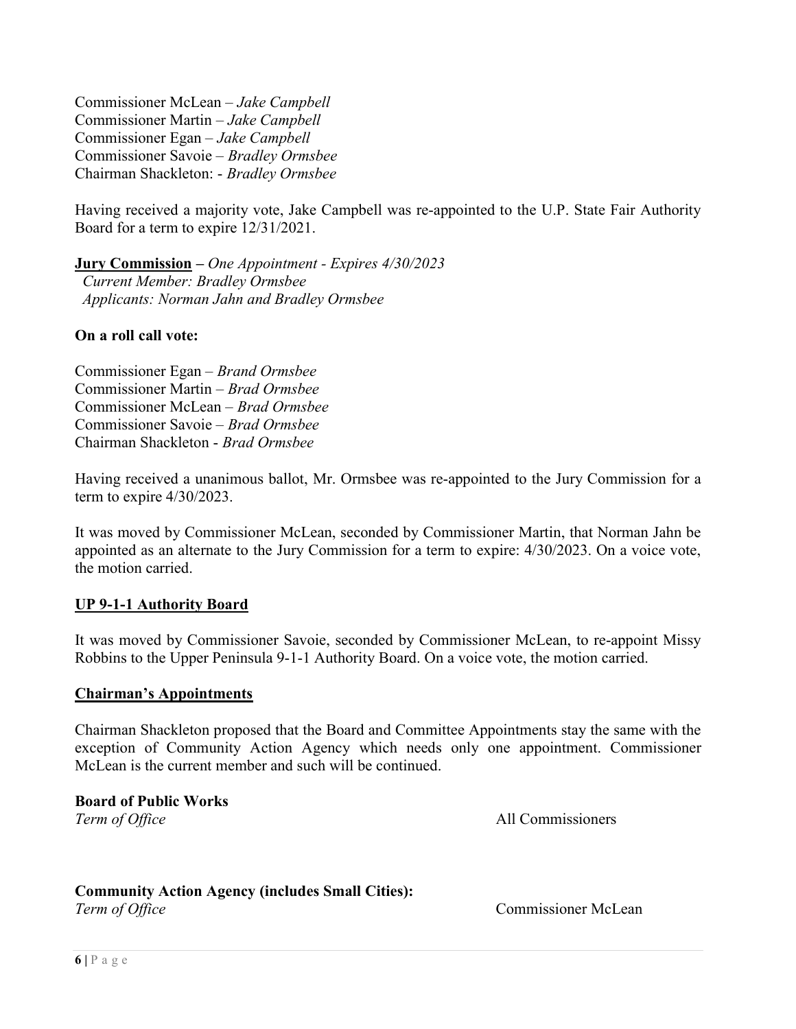Commissioner McLean – *Jake Campbell*
Commissioner Martin – *Jake Campbell*
Commissioner Egan – *Jake Campbell*
Commissioner Savoie – *Bradley Ormsbee*
Chairman Shackleton: - *Bradley Ormsbee*

Having received a majority vote, Jake Campbell was re-appointed to the U.P. State Fair Authority Board for a term to expire 12/31/2021.

**Jury Commission** – *One Appointment - Expires 4/30/2023*
*Current Member: Bradley Ormsbee*
*Applicants: Norman Jahn and Bradley Ormsbee*

**On a roll call vote:**

Commissioner Egan – *Brand Ormsbee*
Commissioner Martin – *Brad Ormsbee*
Commissioner McLean – *Brad Ormsbee*
Commissioner Savoie – *Brad Ormsbee*
Chairman Shackleton - *Brad Ormsbee*

Having received a unanimous ballot, Mr. Ormsbee was re-appointed to the Jury Commission for a term to expire 4/30/2023.

It was moved by Commissioner McLean, seconded by Commissioner Martin, that Norman Jahn be appointed as an alternate to the Jury Commission for a term to expire: 4/30/2023. On a voice vote, the motion carried.

**UP 9-1-1 Authority Board**

It was moved by Commissioner Savoie, seconded by Commissioner McLean, to re-appoint Missy Robbins to the Upper Peninsula 9-1-1 Authority Board. On a voice vote, the motion carried.

**Chairman's Appointments**

Chairman Shackleton proposed that the Board and Committee Appointments stay the same with the exception of Community Action Agency which needs only one appointment. Commissioner McLean is the current member and such will be continued.

**Board of Public Works**
*Term of Office* All Commissioners

**Community Action Agency (includes Small Cities):**
*Term of Office* Commissioner McLean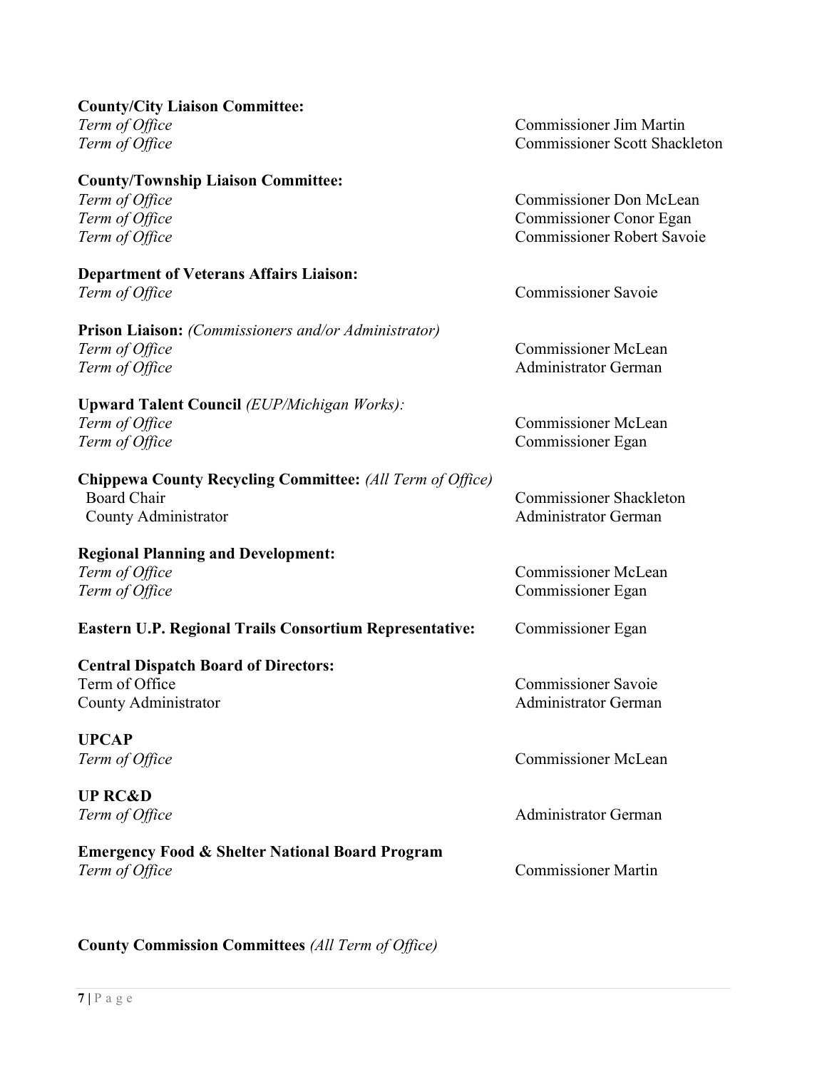**County/City Liaison Committee:**

| | |
|---|---|
| *Term of Office* | Commissioner Jim Martin |
| *Term of Office* | Commissioner Scott Shackleton |

**County/Township Liaison Committee:**

| | |
|---|---|
| *Term of Office* | Commissioner Don McLean |
| *Term of Office* | Commissioner Conor Egan |
| *Term of Office* | Commissioner Robert Savoie |

**Department of Veterans Affairs Liaison:**

| | |
|---|---|
| *Term of Office* | Commissioner Savoie |

**Prison Liaison:** *(Commissioners and/or Administrator)*

| | |
|---|---|
| *Term of Office* | Commissioner McLean |
| *Term of Office* | Administrator German |

**Upward Talent Council** *(EUP/Michigan Works):*

| | |
|---|---|
| *Term of Office* | Commissioner McLean |
| *Term of Office* | Commissioner Egan |

**Chippewa County Recycling Committee:** *(All Term of Office)*

| | |
|---|---|
| Board Chair | Commissioner Shackleton |
| County Administrator | Administrator German |

**Regional Planning and Development:**

| | |
|---|---|
| *Term of Office* | Commissioner McLean |
| *Term of Office* | Commissioner Egan |

**Eastern U.P. Regional Trails Consortium Representative:** Commissioner Egan

**Central Dispatch Board of Directors:**

| | |
|---|---|
| Term of Office | Commissioner Savoie |
| County Administrator | Administrator German |

**UPCAP**

| | |
|---|---|
| *Term of Office* | Commissioner McLean |

**UP RC&D**

| | |
|---|---|
| *Term of Office* | Administrator German |

**Emergency Food & Shelter National Board Program**

| | |
|---|---|
| *Term of Office* | Commissioner Martin |

**County Commission Committees** *(All Term of Office)*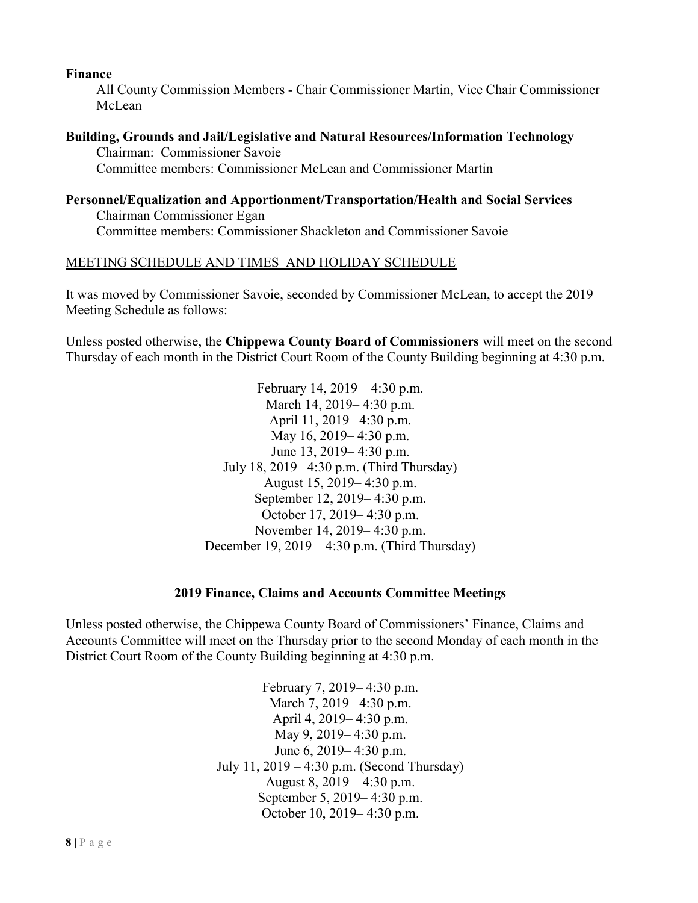**Finance**

All County Commission Members - Chair Commissioner Martin, Vice Chair Commissioner McLean

**Building, Grounds and Jail/Legislative and Natural Resources/Information Technology**

Chairman: Commissioner Savoie

Committee members: Commissioner McLean and Commissioner Martin

**Personnel/Equalization and Apportionment/Transportation/Health and Social Services**

Chairman Commissioner Egan

Committee members: Commissioner Shackleton and Commissioner Savoie

MEETING SCHEDULE AND TIMES AND HOLIDAY SCHEDULE

It was moved by Commissioner Savoie, seconded by Commissioner McLean, to accept the 2019 Meeting Schedule as follows:

Unless posted otherwise, the **Chippewa County Board of Commissioners** will meet on the second Thursday of each month in the District Court Room of the County Building beginning at 4:30 p.m.

February 14, 2019 – 4:30 p.m.
March 14, 2019– 4:30 p.m.
April 11, 2019– 4:30 p.m.
May 16, 2019– 4:30 p.m.
June 13, 2019– 4:30 p.m.
July 18, 2019– 4:30 p.m. (Third Thursday)
August 15, 2019– 4:30 p.m.
September 12, 2019– 4:30 p.m.
October 17, 2019– 4:30 p.m.
November 14, 2019– 4:30 p.m.
December 19, 2019 – 4:30 p.m. (Third Thursday)

**2019 Finance, Claims and Accounts Committee Meetings**

Unless posted otherwise, the Chippewa County Board of Commissioners' Finance, Claims and Accounts Committee will meet on the Thursday prior to the second Monday of each month in the District Court Room of the County Building beginning at 4:30 p.m.

February 7, 2019– 4:30 p.m.
March 7, 2019– 4:30 p.m.
April 4, 2019– 4:30 p.m.
May 9, 2019– 4:30 p.m.
June 6, 2019– 4:30 p.m.
July 11, 2019 – 4:30 p.m. (Second Thursday)
August 8, 2019 – 4:30 p.m.
September 5, 2019– 4:30 p.m.
October 10, 2019– 4:30 p.m.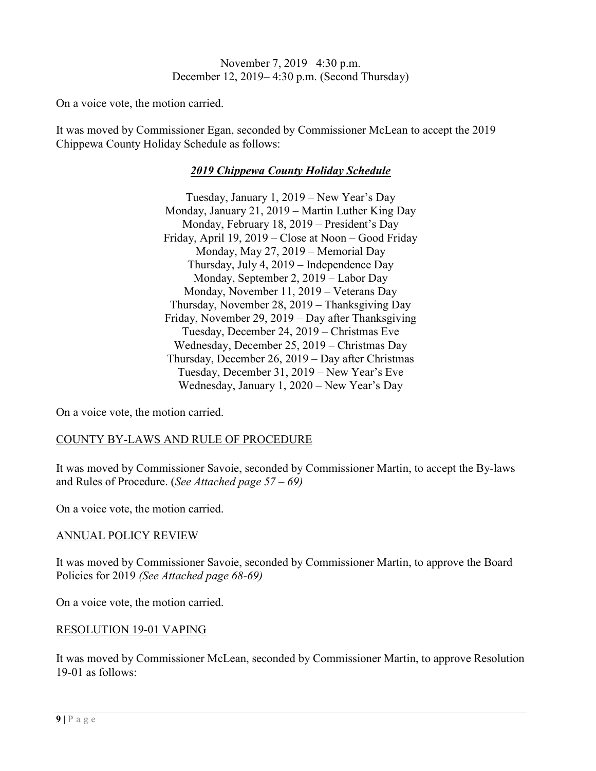November 7, 2019– 4:30 p.m.
December 12, 2019– 4:30 p.m. (Second Thursday)

On a voice vote, the motion carried.

It was moved by Commissioner Egan, seconded by Commissioner McLean to accept the 2019 Chippewa County Holiday Schedule as follows:

***<u>2019 Chippewa County Holiday Schedule</u>***

Tuesday, January 1, 2019 – New Year's Day
Monday, January 21, 2019 – Martin Luther King Day
Monday, February 18, 2019 – President's Day
Friday, April 19, 2019 – Close at Noon – Good Friday
Monday, May 27, 2019 – Memorial Day
Thursday, July 4, 2019 – Independence Day
Monday, September 2, 2019 – Labor Day
Monday, November 11, 2019 – Veterans Day
Thursday, November 28, 2019 – Thanksgiving Day
Friday, November 29, 2019 – Day after Thanksgiving
Tuesday, December 24, 2019 – Christmas Eve
Wednesday, December 25, 2019 – Christmas Day
Thursday, December 26, 2019 – Day after Christmas
Tuesday, December 31, 2019 – New Year's Eve
Wednesday, January 1, 2020 – New Year's Day

On a voice vote, the motion carried.

<u>COUNTY BY-LAWS AND RULE OF PROCEDURE</u>

It was moved by Commissioner Savoie, seconded by Commissioner Martin, to accept the By-laws and Rules of Procedure. (*See Attached page 57 – 69)*

On a voice vote, the motion carried.

<u>ANNUAL POLICY REVIEW</u>

It was moved by Commissioner Savoie, seconded by Commissioner Martin, to approve the Board Policies for 2019 *(See Attached page 68-69)*

On a voice vote, the motion carried.

<u>RESOLUTION 19-01 VAPING</u>

It was moved by Commissioner McLean, seconded by Commissioner Martin, to approve Resolution 19-01 as follows: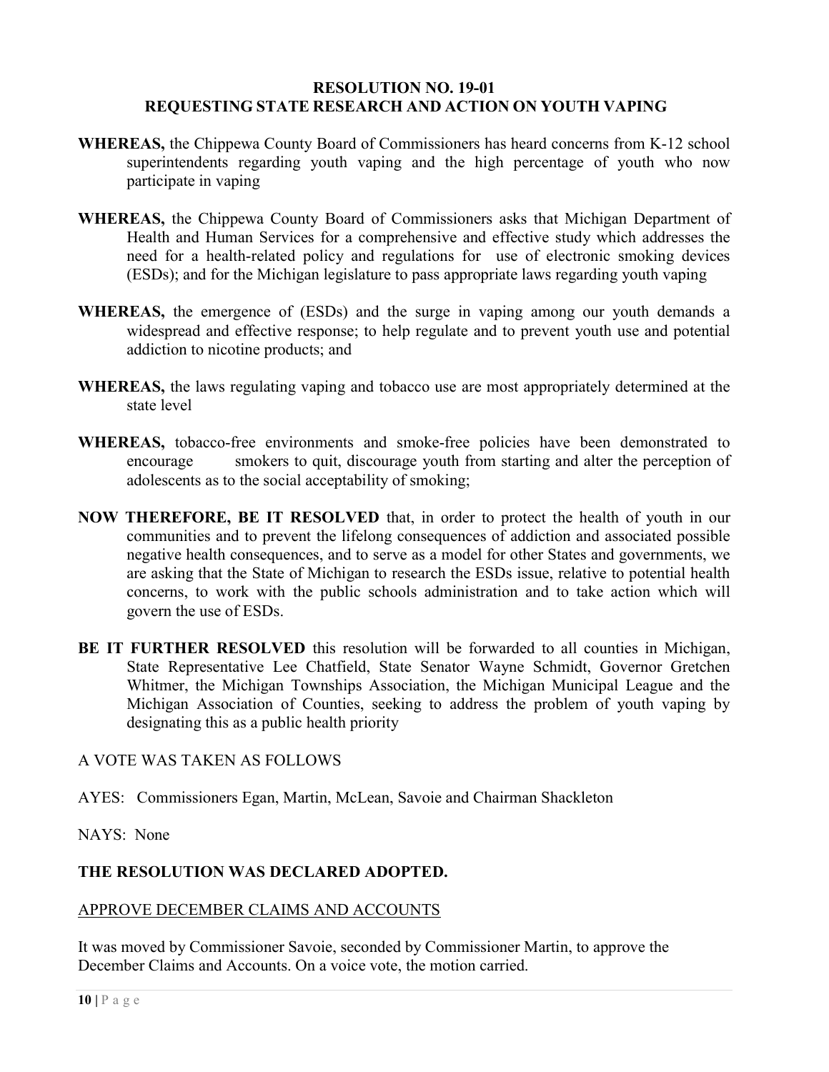**RESOLUTION NO. 19-01**
**REQUESTING STATE RESEARCH AND ACTION ON YOUTH VAPING**

**WHEREAS,** the Chippewa County Board of Commissioners has heard concerns from K-12 school superintendents regarding youth vaping and the high percentage of youth who now participate in vaping

**WHEREAS,** the Chippewa County Board of Commissioners asks that Michigan Department of Health and Human Services for a comprehensive and effective study which addresses the need for a health-related policy and regulations for use of electronic smoking devices (ESDs); and for the Michigan legislature to pass appropriate laws regarding youth vaping

**WHEREAS,** the emergence of (ESDs) and the surge in vaping among our youth demands a widespread and effective response; to help regulate and to prevent youth use and potential addiction to nicotine products; and

**WHEREAS,** the laws regulating vaping and tobacco use are most appropriately determined at the state level

**WHEREAS,** tobacco-free environments and smoke-free policies have been demonstrated to encourage smokers to quit, discourage youth from starting and alter the perception of adolescents as to the social acceptability of smoking;

**NOW THEREFORE, BE IT RESOLVED** that, in order to protect the health of youth in our communities and to prevent the lifelong consequences of addiction and associated possible negative health consequences, and to serve as a model for other States and governments, we are asking that the State of Michigan to research the ESDs issue, relative to potential health concerns, to work with the public schools administration and to take action which will govern the use of ESDs.

**BE IT FURTHER RESOLVED** this resolution will be forwarded to all counties in Michigan, State Representative Lee Chatfield, State Senator Wayne Schmidt, Governor Gretchen Whitmer, the Michigan Townships Association, the Michigan Municipal League and the Michigan Association of Counties, seeking to address the problem of youth vaping by designating this as a public health priority

A VOTE WAS TAKEN AS FOLLOWS

AYES: Commissioners Egan, Martin, McLean, Savoie and Chairman Shackleton

NAYS: None

**THE RESOLUTION WAS DECLARED ADOPTED.**

<u>APPROVE DECEMBER CLAIMS AND ACCOUNTS</u>

It was moved by Commissioner Savoie, seconded by Commissioner Martin, to approve the December Claims and Accounts. On a voice vote, the motion carried.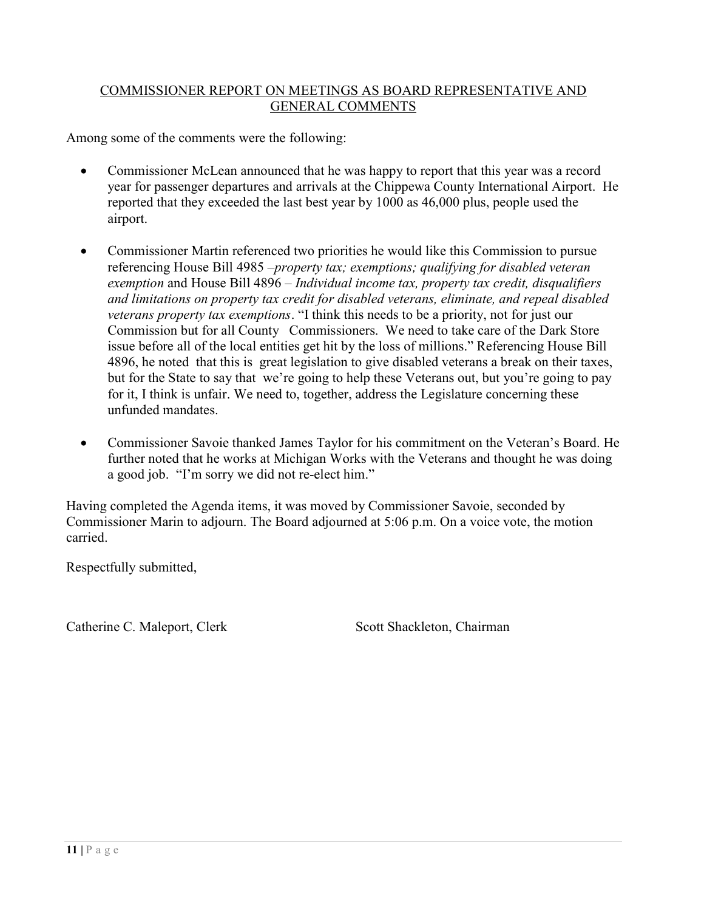## COMMISSIONER REPORT ON MEETINGS AS BOARD REPRESENTATIVE AND GENERAL COMMENTS

Among some of the comments were the following:

- Commissioner McLean announced that he was happy to report that this year was a record year for passenger departures and arrivals at the Chippewa County International Airport. He reported that they exceeded the last best year by 1000 as 46,000 plus, people used the airport.

- Commissioner Martin referenced two priorities he would like this Commission to pursue referencing House Bill 4985 –*property tax; exemptions; qualifying for disabled veteran exemption* and House Bill 4896 – *Individual income tax, property tax credit, disqualifiers and limitations on property tax credit for disabled veterans, eliminate, and repeal disabled veterans property tax exemptions*. "I think this needs to be a priority, not for just our Commission but for all County Commissioners. We need to take care of the Dark Store issue before all of the local entities get hit by the loss of millions." Referencing House Bill 4896, he noted that this is great legislation to give disabled veterans a break on their taxes, but for the State to say that we're going to help these Veterans out, but you're going to pay for it, I think is unfair. We need to, together, address the Legislature concerning these unfunded mandates.

- Commissioner Savoie thanked James Taylor for his commitment on the Veteran's Board. He further noted that he works at Michigan Works with the Veterans and thought he was doing a good job. "I'm sorry we did not re-elect him."

Having completed the Agenda items, it was moved by Commissioner Savoie, seconded by Commissioner Marin to adjourn. The Board adjourned at 5:06 p.m. On a voice vote, the motion carried.

Respectfully submitted,

Catherine C. Maleport, Clerk

Scott Shackleton, Chairman